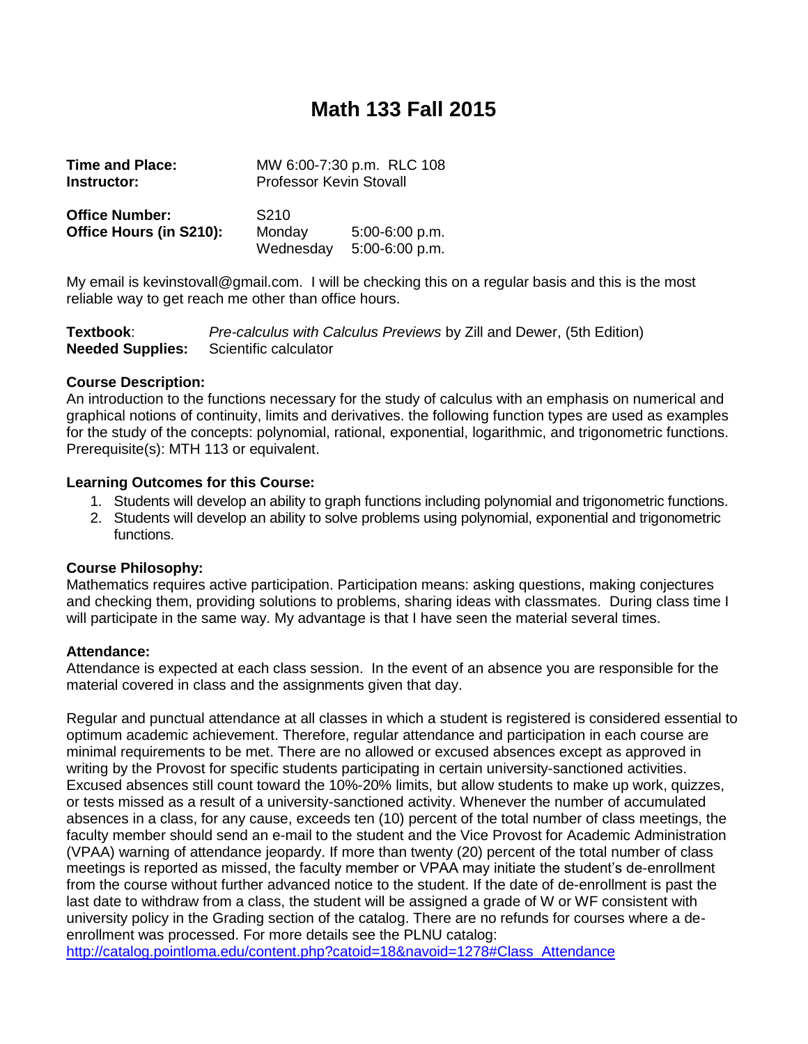# Math 133 Fall 2015

| | | |
|---|---|---|
| **Time and Place:** | MW 6:00-7:30 p.m. RLC 108 | |
| **Instructor:** | Professor Kevin Stovall | |
| **Office Number:** | S210 | |
| **Office Hours (in S210):** | Monday | 5:00-6:00 p.m. |
| | Wednesday | 5:00-6:00 p.m. |

My email is kevinstovall@gmail.com. I will be checking this on a regular basis and this is the most reliable way to get reach me other than office hours.

**Textbook**: *Pre-calculus with Calculus Previews* by Zill and Dewer, (5th Edition)
**Needed Supplies:** Scientific calculator

**Course Description:**
An introduction to the functions necessary for the study of calculus with an emphasis on numerical and graphical notions of continuity, limits and derivatives. the following function types are used as examples for the study of the concepts: polynomial, rational, exponential, logarithmic, and trigonometric functions. Prerequisite(s): MTH 113 or equivalent.

**Learning Outcomes for this Course:**

1. Students will develop an ability to graph functions including polynomial and trigonometric functions.
2. Students will develop an ability to solve problems using polynomial, exponential and trigonometric functions.

**Course Philosophy:**
Mathematics requires active participation. Participation means: asking questions, making conjectures and checking them, providing solutions to problems, sharing ideas with classmates. During class time I will participate in the same way. My advantage is that I have seen the material several times.

**Attendance:**
Attendance is expected at each class session. In the event of an absence you are responsible for the material covered in class and the assignments given that day.

Regular and punctual attendance at all classes in which a student is registered is considered essential to optimum academic achievement. Therefore, regular attendance and participation in each course are minimal requirements to be met. There are no allowed or excused absences except as approved in writing by the Provost for specific students participating in certain university-sanctioned activities. Excused absences still count toward the 10%-20% limits, but allow students to make up work, quizzes, or tests missed as a result of a university-sanctioned activity. Whenever the number of accumulated absences in a class, for any cause, exceeds ten (10) percent of the total number of class meetings, the faculty member should send an e-mail to the student and the Vice Provost for Academic Administration (VPAA) warning of attendance jeopardy. If more than twenty (20) percent of the total number of class meetings is reported as missed, the faculty member or VPAA may initiate the student's de-enrollment from the course without further advanced notice to the student. If the date of de-enrollment is past the last date to withdraw from a class, the student will be assigned a grade of W or WF consistent with university policy in the Grading section of the catalog. There are no refunds for courses where a de-enrollment was processed. For more details see the PLNU catalog:
http://catalog.pointloma.edu/content.php?catoid=18&navoid=1278#Class_Attendance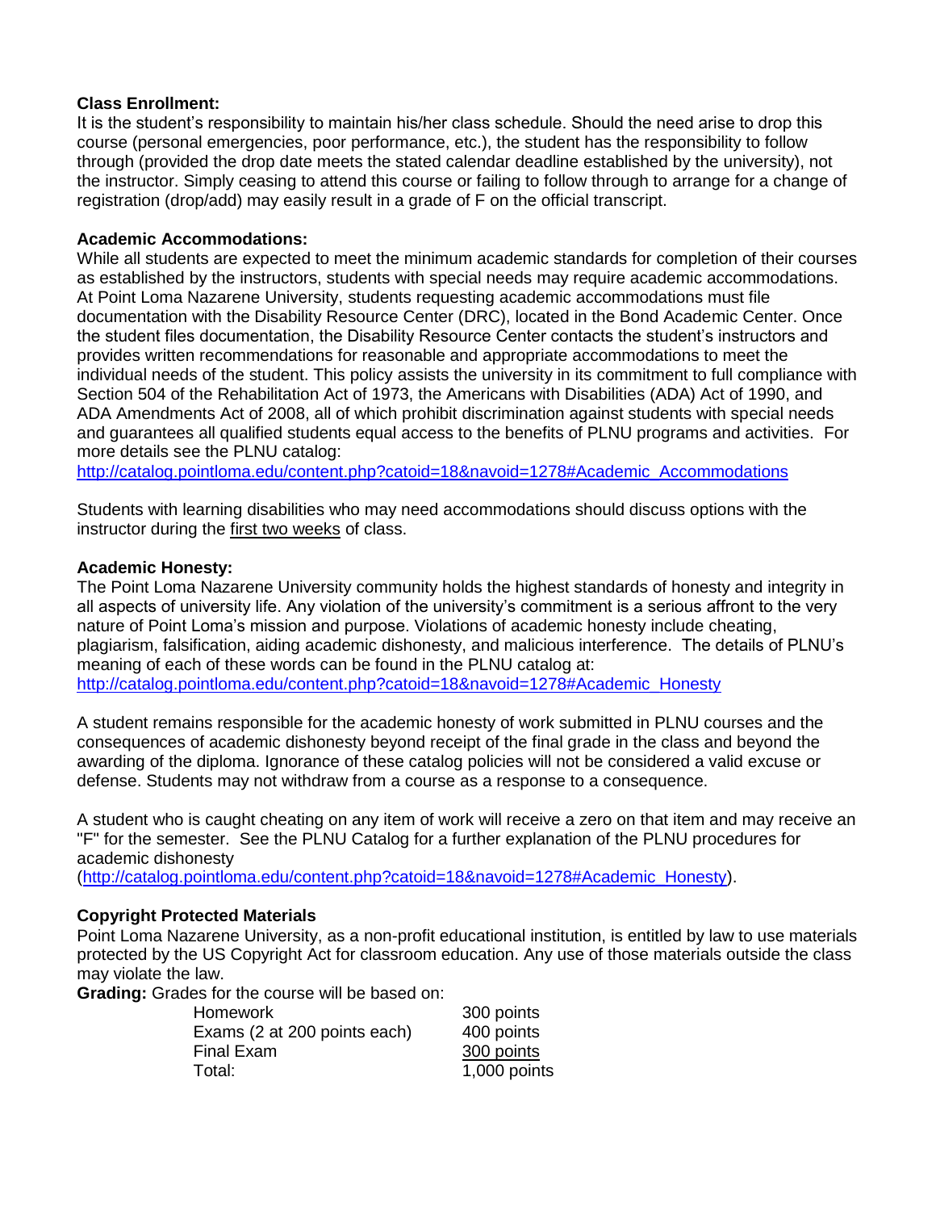**Class Enrollment:**
It is the student's responsibility to maintain his/her class schedule. Should the need arise to drop this course (personal emergencies, poor performance, etc.), the student has the responsibility to follow through (provided the drop date meets the stated calendar deadline established by the university), not the instructor. Simply ceasing to attend this course or failing to follow through to arrange for a change of registration (drop/add) may easily result in a grade of F on the official transcript.

**Academic Accommodations:**
While all students are expected to meet the minimum academic standards for completion of their courses as established by the instructors, students with special needs may require academic accommodations. At Point Loma Nazarene University, students requesting academic accommodations must file documentation with the Disability Resource Center (DRC), located in the Bond Academic Center. Once the student files documentation, the Disability Resource Center contacts the student's instructors and provides written recommendations for reasonable and appropriate accommodations to meet the individual needs of the student. This policy assists the university in its commitment to full compliance with Section 504 of the Rehabilitation Act of 1973, the Americans with Disabilities (ADA) Act of 1990, and ADA Amendments Act of 2008, all of which prohibit discrimination against students with special needs and guarantees all qualified students equal access to the benefits of PLNU programs and activities. For more details see the PLNU catalog:
http://catalog.pointloma.edu/content.php?catoid=18&navoid=1278#Academic_Accommodations

Students with learning disabilities who may need accommodations should discuss options with the instructor during the first two weeks of class.

**Academic Honesty:**
The Point Loma Nazarene University community holds the highest standards of honesty and integrity in all aspects of university life. Any violation of the university's commitment is a serious affront to the very nature of Point Loma's mission and purpose. Violations of academic honesty include cheating, plagiarism, falsification, aiding academic dishonesty, and malicious interference. The details of PLNU's meaning of each of these words can be found in the PLNU catalog at:
http://catalog.pointloma.edu/content.php?catoid=18&navoid=1278#Academic_Honesty

A student remains responsible for the academic honesty of work submitted in PLNU courses and the consequences of academic dishonesty beyond receipt of the final grade in the class and beyond the awarding of the diploma. Ignorance of these catalog policies will not be considered a valid excuse or defense. Students may not withdraw from a course as a response to a consequence.

A student who is caught cheating on any item of work will receive a zero on that item and may receive an "F" for the semester. See the PLNU Catalog for a further explanation of the PLNU procedures for academic dishonesty
(http://catalog.pointloma.edu/content.php?catoid=18&navoid=1278#Academic_Honesty).

**Copyright Protected Materials**
Point Loma Nazarene University, as a non-profit educational institution, is entitled by law to use materials protected by the US Copyright Act for classroom education. Any use of those materials outside the class may violate the law.

**Grading:** Grades for the course will be based on:

| | |
|---|---|
| Homework | 300 points |
| Exams (2 at 200 points each) | 400 points |
| Final Exam | 300 points |
| Total: | 1,000 points |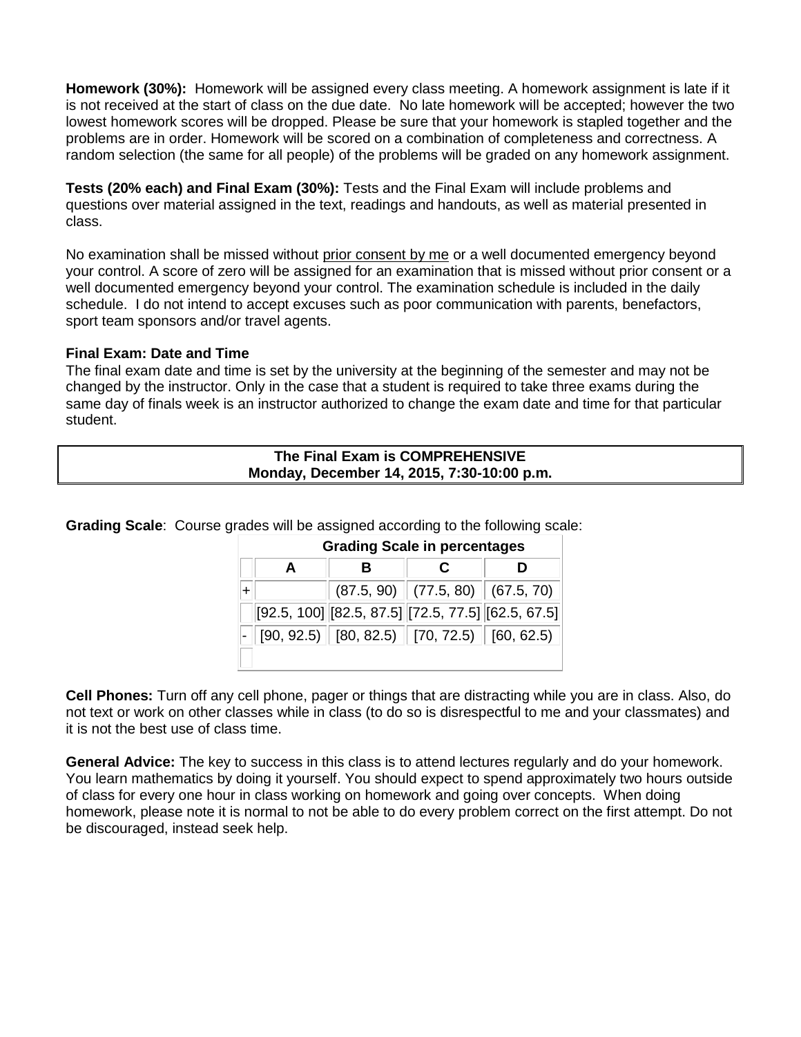**Homework (30%):** Homework will be assigned every class meeting. A homework assignment is late if it is not received at the start of class on the due date. No late homework will be accepted; however the two lowest homework scores will be dropped. Please be sure that your homework is stapled together and the problems are in order. Homework will be scored on a combination of completeness and correctness. A random selection (the same for all people) of the problems will be graded on any homework assignment.

**Tests (20% each) and Final Exam (30%):** Tests and the Final Exam will include problems and questions over material assigned in the text, readings and handouts, as well as material presented in class.

No examination shall be missed without prior consent by me or a well documented emergency beyond your control. A score of zero will be assigned for an examination that is missed without prior consent or a well documented emergency beyond your control. The examination schedule is included in the daily schedule. I do not intend to accept excuses such as poor communication with parents, benefactors, sport team sponsors and/or travel agents.

**Final Exam: Date and Time**

The final exam date and time is set by the university at the beginning of the semester and may not be changed by the instructor. Only in the case that a student is required to take three exams during the same day of finals week is an instructor authorized to change the exam date and time for that particular student.

**The Final Exam is COMPREHENSIVE**
**Monday, December 14, 2015, 7:30-10:00 p.m.**

**Grading Scale**: Course grades will be assigned according to the following scale:

| Grading Scale in percentages | | | | |
|---|---|---|---|---|
| | **A** | **B** | **C** | **D** |
| + | | (87.5, 90) | (77.5, 80) | (67.5, 70) |
| | [92.5, 100] | [82.5, 87.5] | [72.5, 77.5] | [62.5, 67.5] |
| - | [90, 92.5) | [80, 82.5) | [70, 72.5) | [60, 62.5) |

**Cell Phones:** Turn off any cell phone, pager or things that are distracting while you are in class. Also, do not text or work on other classes while in class (to do so is disrespectful to me and your classmates) and it is not the best use of class time.

**General Advice:** The key to success in this class is to attend lectures regularly and do your homework. You learn mathematics by doing it yourself. You should expect to spend approximately two hours outside of class for every one hour in class working on homework and going over concepts. When doing homework, please note it is normal to not be able to do every problem correct on the first attempt. Do not be discouraged, instead seek help.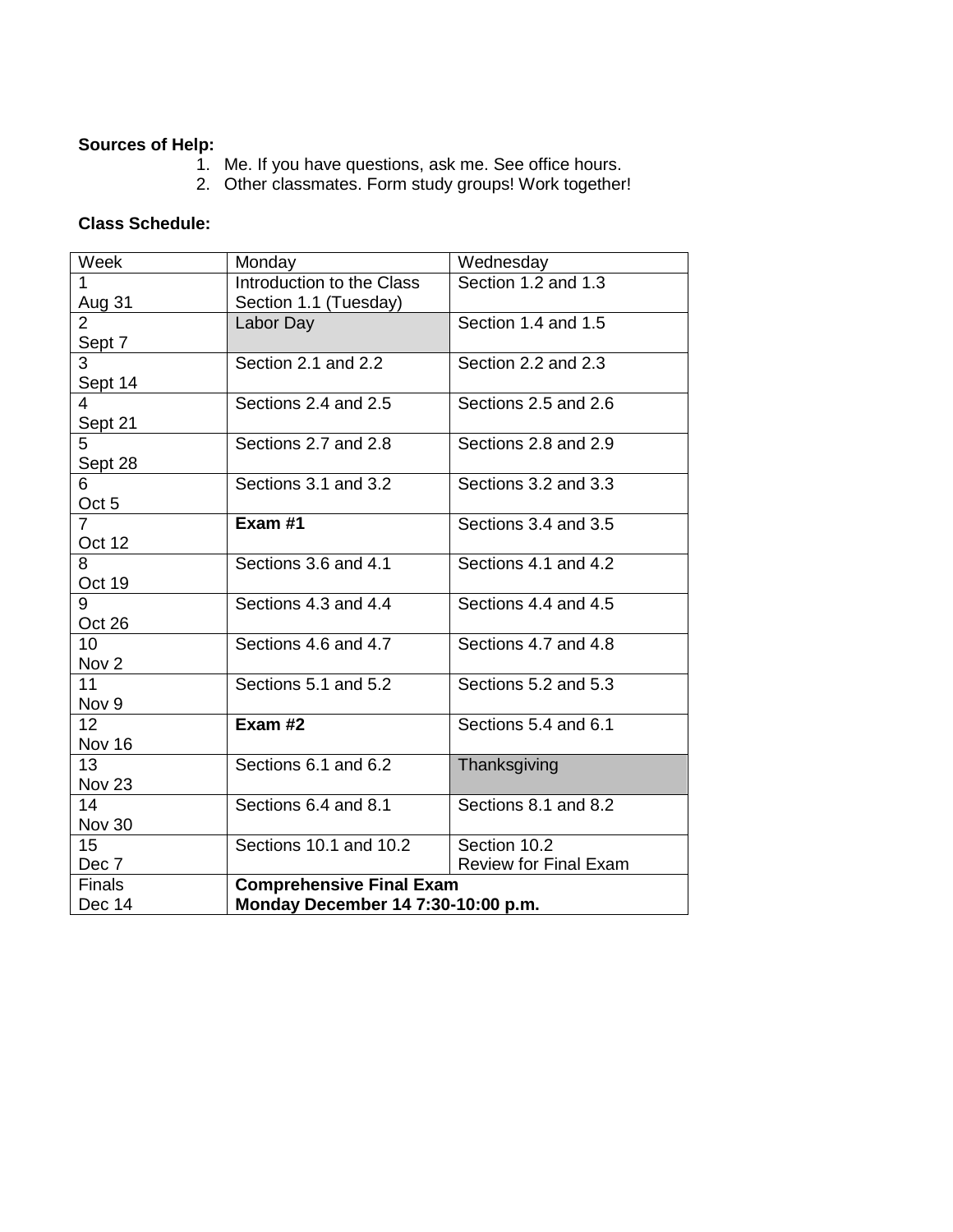**Sources of Help:**

1. Me. If you have questions, ask me. See office hours.
2. Other classmates. Form study groups! Work together!

**Class Schedule:**

| Week | Monday | Wednesday |
|---|---|---|
| 1<br>Aug 31 | Introduction to the Class<br>Section 1.1 (Tuesday) | Section 1.2 and 1.3 |
| 2<br>Sept 7 | Labor Day | Section 1.4 and 1.5 |
| 3<br>Sept 14 | Section 2.1 and 2.2 | Section 2.2 and 2.3 |
| 4<br>Sept 21 | Sections 2.4 and 2.5 | Sections 2.5 and 2.6 |
| 5<br>Sept 28 | Sections 2.7 and 2.8 | Sections 2.8 and 2.9 |
| 6<br>Oct 5 | Sections 3.1 and 3.2 | Sections 3.2 and 3.3 |
| 7<br>Oct 12 | **Exam #1** | Sections 3.4 and 3.5 |
| 8<br>Oct 19 | Sections 3.6 and 4.1 | Sections 4.1 and 4.2 |
| 9<br>Oct 26 | Sections 4.3 and 4.4 | Sections 4.4 and 4.5 |
| 10<br>Nov 2 | Sections 4.6 and 4.7 | Sections 4.7 and 4.8 |
| 11<br>Nov 9 | Sections 5.1 and 5.2 | Sections 5.2 and 5.3 |
| 12<br>Nov 16 | **Exam #2** | Sections 5.4 and 6.1 |
| 13<br>Nov 23 | Sections 6.1 and 6.2 | Thanksgiving |
| 14<br>Nov 30 | Sections 6.4 and 8.1 | Sections 8.1 and 8.2 |
| 15<br>Dec 7 | Sections 10.1 and 10.2 | Section 10.2<br>Review for Final Exam |
| Finals<br>Dec 14 | **Comprehensive Final Exam<br>Monday December 14 7:30-10:00 p.m.** | |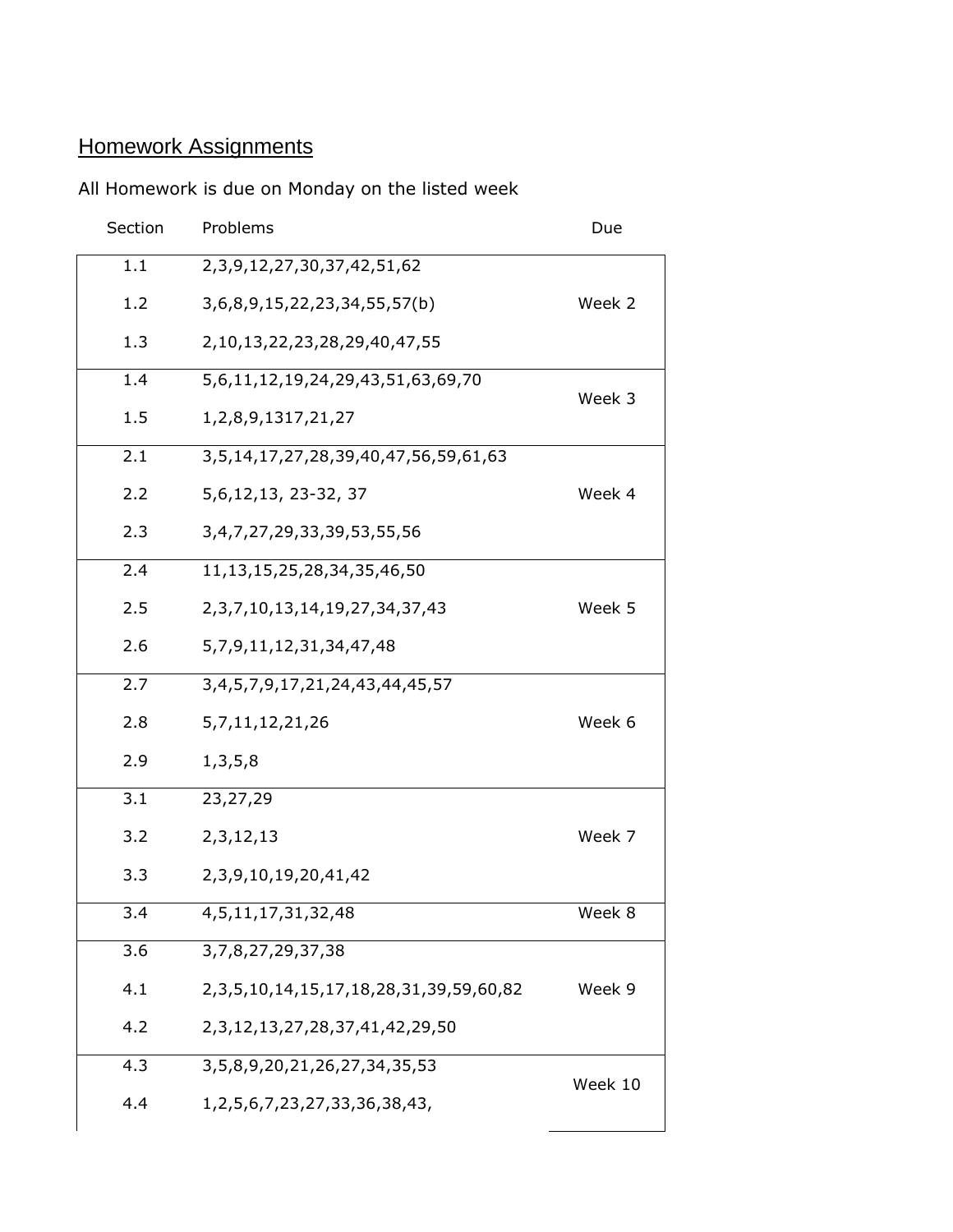## Homework Assignments

All Homework is due on Monday on the listed week

| Section | Problems | Due |
|---|---|---|
| 1.1 | 2,3,9,12,27,30,37,42,51,62 | |
| 1.2 | 3,6,8,9,15,22,23,34,55,57(b) | Week 2 |
| 1.3 | 2,10,13,22,23,28,29,40,47,55 | |
| 1.4 | 5,6,11,12,19,24,29,43,51,63,69,70 | Week 3 |
| 1.5 | 1,2,8,9,1317,21,27 | |
| 2.1 | 3,5,14,17,27,28,39,40,47,56,59,61,63 | |
| 2.2 | 5,6,12,13, 23-32, 37 | Week 4 |
| 2.3 | 3,4,7,27,29,33,39,53,55,56 | |
| 2.4 | 11,13,15,25,28,34,35,46,50 | |
| 2.5 | 2,3,7,10,13,14,19,27,34,37,43 | Week 5 |
| 2.6 | 5,7,9,11,12,31,34,47,48 | |
| 2.7 | 3,4,5,7,9,17,21,24,43,44,45,57 | |
| 2.8 | 5,7,11,12,21,26 | Week 6 |
| 2.9 | 1,3,5,8 | |
| 3.1 | 23,27,29 | |
| 3.2 | 2,3,12,13 | Week 7 |
| 3.3 | 2,3,9,10,19,20,41,42 | |
| 3.4 | 4,5,11,17,31,32,48 | Week 8 |
| 3.6 | 3,7,8,27,29,37,38 | |
| 4.1 | 2,3,5,10,14,15,17,18,28,31,39,59,60,82 | Week 9 |
| 4.2 | 2,3,12,13,27,28,37,41,42,29,50 | |
| 4.3 | 3,5,8,9,20,21,26,27,34,35,53 | Week 10 |
| 4.4 | 1,2,5,6,7,23,27,33,36,38,43, | |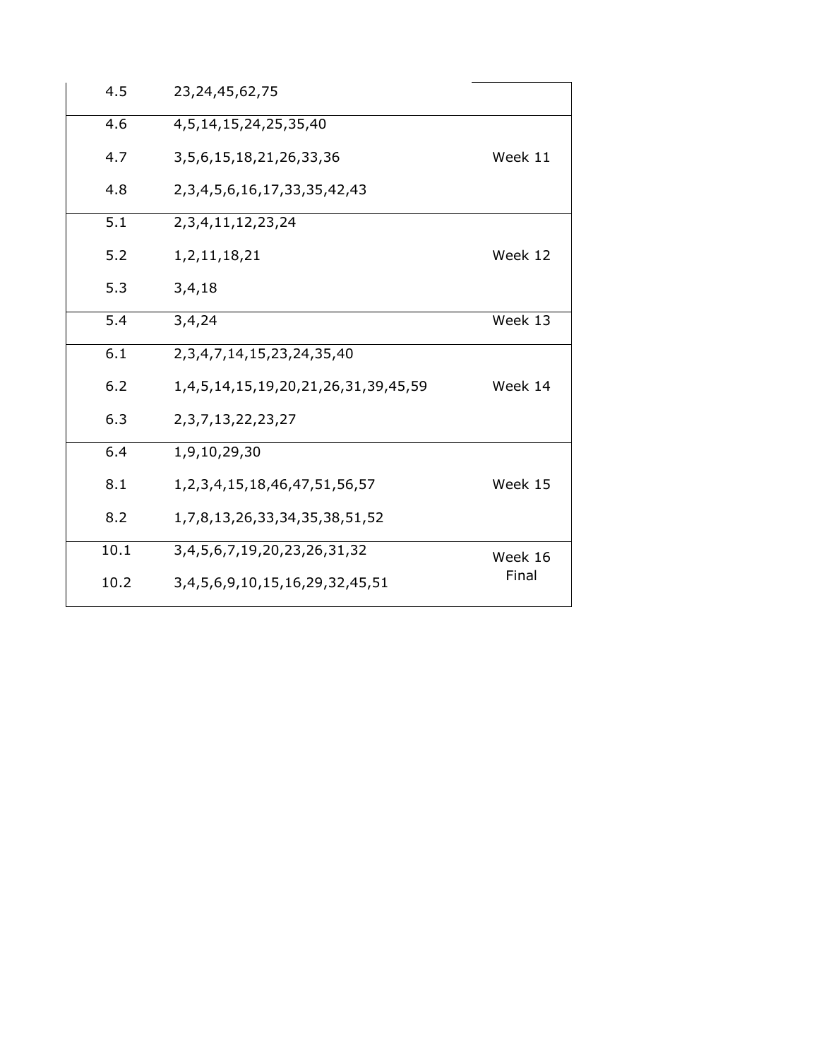| | | |
|---|---|---|
| 4.5 | 23,24,45,62,75 | |
| 4.6 | 4,5,14,15,24,25,35,40 | |
| 4.7 | 3,5,6,15,18,21,26,33,36 | Week 11 |
| 4.8 | 2,3,4,5,6,16,17,33,35,42,43 | |
| 5.1 | 2,3,4,11,12,23,24 | |
| 5.2 | 1,2,11,18,21 | Week 12 |
| 5.3 | 3,4,18 | |
| 5.4 | 3,4,24 | Week 13 |
| 6.1 | 2,3,4,7,14,15,23,24,35,40 | |
| 6.2 | 1,4,5,14,15,19,20,21,26,31,39,45,59 | Week 14 |
| 6.3 | 2,3,7,13,22,23,27 | |
| 6.4 | 1,9,10,29,30 | |
| 8.1 | 1,2,3,4,15,18,46,47,51,56,57 | Week 15 |
| 8.2 | 1,7,8,13,26,33,34,35,38,51,52 | |
| 10.1 | 3,4,5,6,7,19,20,23,26,31,32 | Week 16 Final |
| 10.2 | 3,4,5,6,9,10,15,16,29,32,45,51 | |